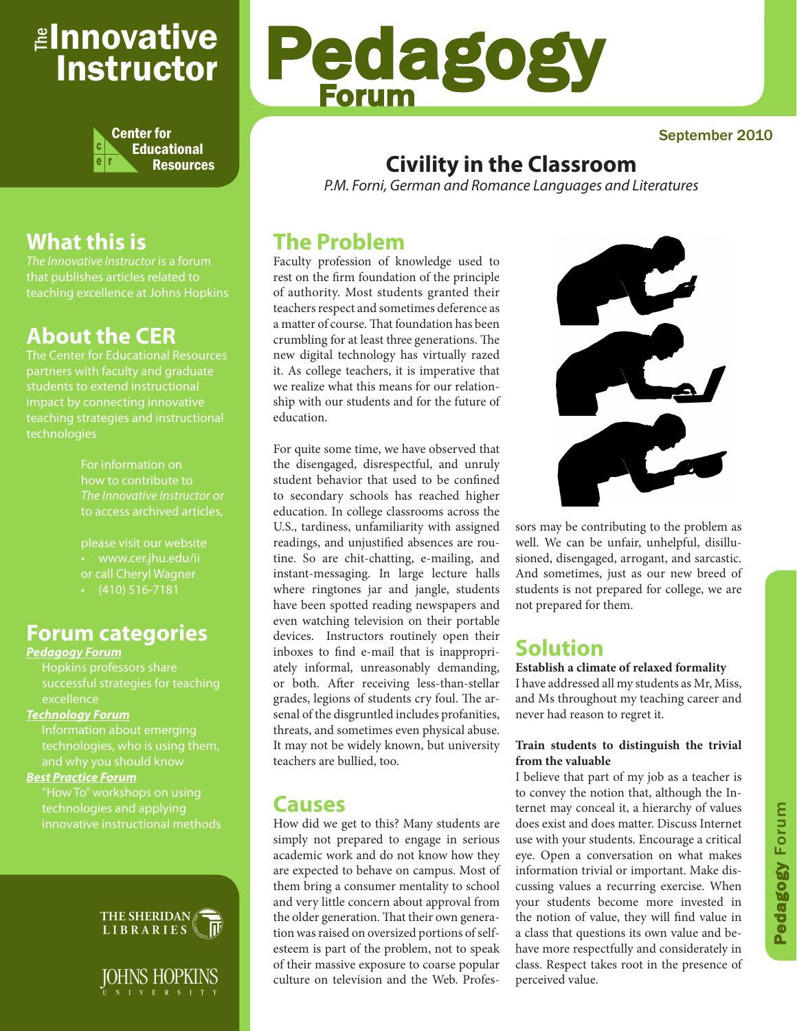# The Innovative Instructor

Center for Educational Resources

## What this is

*The Innovative Instructor* is a forum that publishes articles related to teaching excellence at Johns Hopkins

## About the CER

The Center for Educational Resources partners with faculty and graduate students to extend instructional impact by connecting innovative teaching strategies and instructional technologies

For information on how to contribute to *The Innovative Instructor* or to access archived articles,

please visit our website
- www.cer.jhu.edu/ii

or call Cheryl Wagner
- (410) 516-7181

## Forum categories

***Pedagogy Forum***
Hopkins professors share successful strategies for teaching excellence

***Technology Forum***
Information about emerging technologies, who is using them, and why you should know

***Best Practice Forum***
"How To" workshops on using technologies and applying innovative instructional methods

THE SHERIDAN LIBRARIES

JOHNS HOPKINS UNIVERSITY

# Pedagogy Forum

September 2010

# Civility in the Classroom

*P.M. Forni, German and Romance Languages and Literatures*

## The Problem

Faculty profession of knowledge used to rest on the firm foundation of the principle of authority. Most students granted their teachers respect and sometimes deference as a matter of course. That foundation has been crumbling for at least three generations. The new digital technology has virtually razed it. As college teachers, it is imperative that we realize what this means for our relationship with our students and for the future of education.

For quite some time, we have observed that the disengaged, disrespectful, and unruly student behavior that used to be confined to secondary schools has reached higher education. In college classrooms across the U.S., tardiness, unfamiliarity with assigned readings, and unjustified absences are routine. So are chit-chatting, e-mailing, and instant-messaging. In large lecture halls where ringtones jar and jangle, students have been spotted reading newspapers and even watching television on their portable devices. Instructors routinely open their inboxes to find e-mail that is inappropriately informal, unreasonably demanding, or both. After receiving less-than-stellar grades, legions of students cry foul. The arsenal of the disgruntled includes profanities, threats, and sometimes even physical abuse. It may not be widely known, but university teachers are bullied, too.

## Causes

How did we get to this? Many students are simply not prepared to engage in serious academic work and do not know how they are expected to behave on campus. Most of them bring a consumer mentality to school and very little concern about approval from the older generation. That their own generation was raised on oversized portions of self-esteem is part of the problem, not to speak of their massive exposure to coarse popular culture on television and the Web. Professors may be contributing to the problem as well. We can be unfair, unhelpful, disillusioned, disengaged, arrogant, and sarcastic. And sometimes, just as our new breed of students is not prepared for college, we are not prepared for them.

## Solution

**Establish a climate of relaxed formality**

I have addressed all my students as Mr, Miss, and Ms throughout my teaching career and never had reason to regret it.

**Train students to distinguish the trivial from the valuable**

I believe that part of my job as a teacher is to convey the notion that, although the Internet may conceal it, a hierarchy of values does exist and does matter. Discuss Internet use with your students. Encourage a critical eye. Open a conversation on what makes information trivial or important. Make discussing values a recurring exercise. When your students become more invested in the notion of value, they will find value in a class that questions its own value and behave more respectfully and considerately in class. Respect takes root in the presence of perceived value.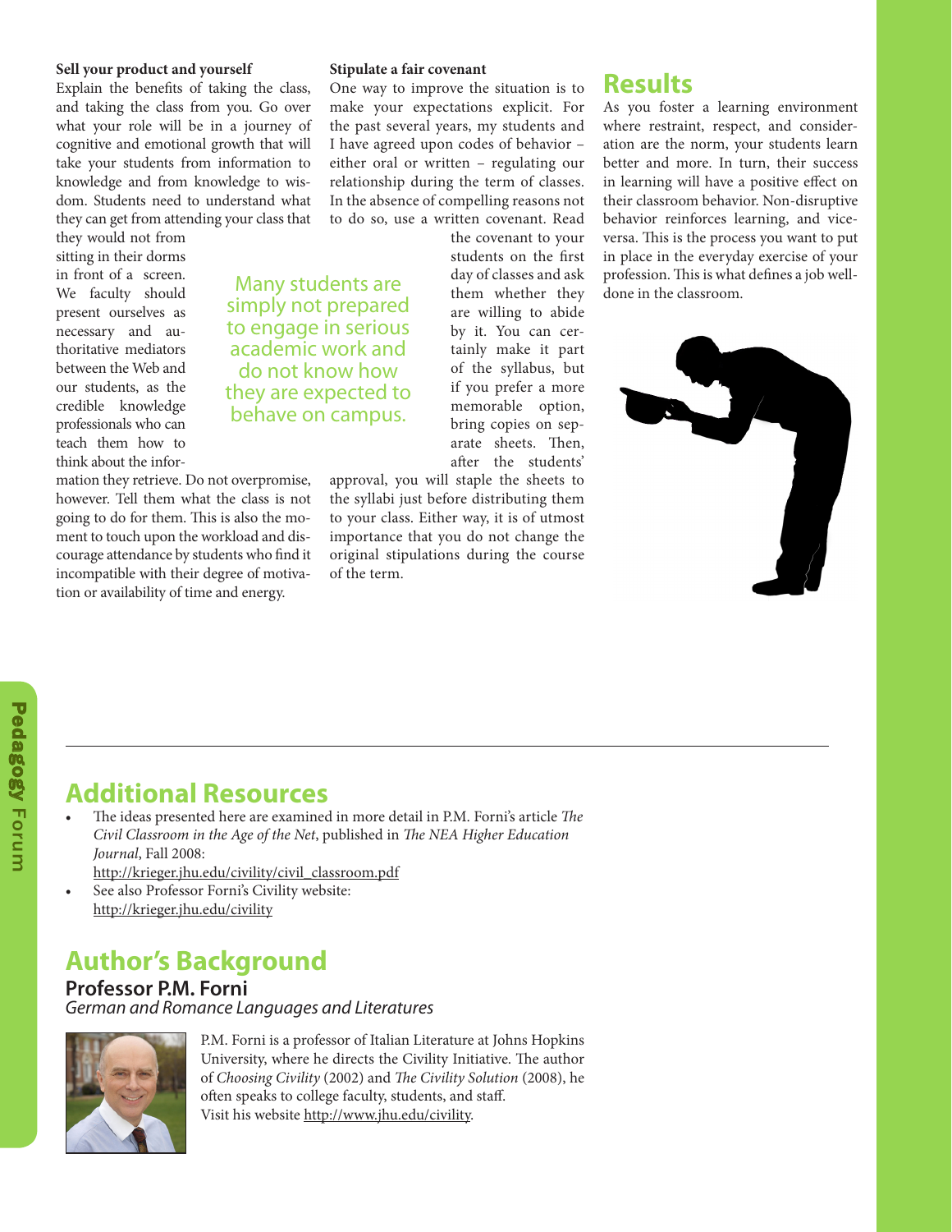**Sell your product and yourself**

Explain the benefits of taking the class, and taking the class from you. Go over what your role will be in a journey of cognitive and emotional growth that will take your students from information to knowledge and from knowledge to wisdom. Students need to understand what they can get from attending your class that they would not from sitting in their dorms in front of a screen. We faculty should present ourselves as necessary and authoritative mediators between the Web and our students, as the credible knowledge professionals who can teach them how to think about the information they retrieve. Do not overpromise, however. Tell them what the class is not going to do for them. This is also the moment to touch upon the workload and discourage attendance by students who find it incompatible with their degree of motivation or availability of time and energy.

> Many students are simply not prepared to engage in serious academic work and do not know how they are expected to behave on campus.

**Stipulate a fair covenant**

One way to improve the situation is to make your expectations explicit. For the past several years, my students and I have agreed upon codes of behavior – either oral or written – regulating our relationship during the term of classes. In the absence of compelling reasons not to do so, use a written covenant. Read the covenant to your students on the first day of classes and ask them whether they are willing to abide by it. You can certainly make it part of the syllabus, but if you prefer a more memorable option, bring copies on separate sheets. Then, after the students' approval, you will staple the sheets to the syllabi just before distributing them to your class. Either way, it is of utmost importance that you do not change the original stipulations during the course of the term.

## Results

As you foster a learning environment where restraint, respect, and consideration are the norm, your students learn better and more. In turn, their success in learning will have a positive effect on their classroom behavior. Non-disruptive behavior reinforces learning, and vice-versa. This is the process you want to put in place in the everyday exercise of your profession. This is what defines a job well-done in the classroom.

## Additional Resources

- The ideas presented here are examined in more detail in P.M. Forni's article *The Civil Classroom in the Age of the Net*, published in *The NEA Higher Education Journal*, Fall 2008: http://krieger.jhu.edu/civility/civil_classroom.pdf
- See also Professor Forni's Civility website: http://krieger.jhu.edu/civility

## Author's Background

### Professor P.M. Forni

*German and Romance Languages and Literatures*

P.M. Forni is a professor of Italian Literature at Johns Hopkins University, where he directs the Civility Initiative. The author of *Choosing Civility* (2002) and *The Civility Solution* (2008), he often speaks to college faculty, students, and staff. Visit his website http://www.jhu.edu/civility.